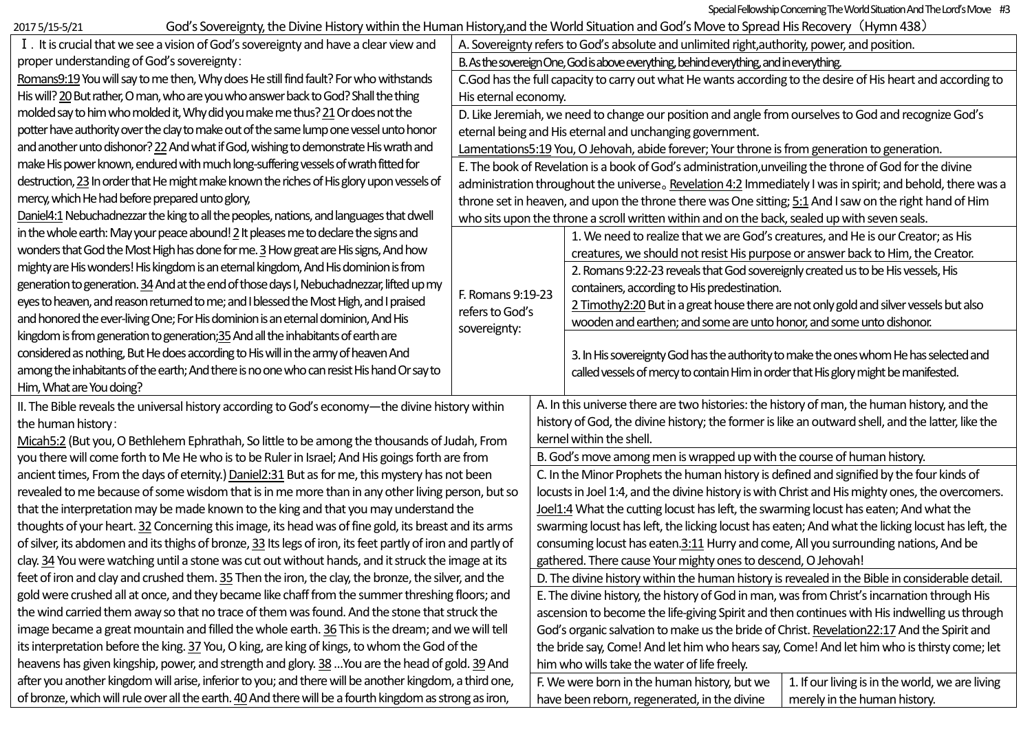2017 5/15-5/21

# God's Sovereignty, the Divine History within the Human History,and the World Situation and God's Move to Spread His Recovery（Hymn 438）

## Ⅰ. It is crucial that we see a vision of God's sovereignty and have a clear view and proper understanding of God's sovereignty：

Romans9:19 You will say to me then, Why does He still find fault? For who withstands His will? 20 But rather, O man, who are you who answer back to God? Shall the thing molded say to him who molded it, Why did you make me thus? 21 Or does not the potter have authority over the clay to make out of the same lump one vessel unto honor and another unto dishonor? 22 And what if God, wishing to demonstrate His wrath and make His power known, endured with much long-suffering vessels of wrath fitted for destruction, 23 In order that He might make known the riches of His glory upon vessels of mercy, which He had before prepared unto glory,

Daniel4:1 Nebuchadnezzar the king to all the peoples, nations, and languages that dwell in the whole earth: May your peace abound! 2 It pleases me to declare the signs and wonders that God the Most High has done for me. 3 How great are His signs, And how mighty are His wonders! His kingdom is an eternal kingdom, And His dominion is from generation to generation. 34 And at the end of those days I, Nebuchadnezzar, lifted up my eyes to heaven, and reason returned to me; and I blessed the Most High, and I praised and honored the ever-living One; For His dominion is an eternal dominion, And His kingdom is from generation to generation;35 And all the inhabitants of earth are considered as nothing, But He does according to His will in the army of heaven And among the inhabitants of the earth; And there is no one who can resist His hand Or say to Him, What are You doing?

A. Sovereignty refers to God's absolute and unlimited right,authority, power, and position.

B. As the sovereign One, God is above everything, behind everything, and in everything.

C.God has the full capacity to carry out what He wants according to the desire of His heart and according to His eternal economy.

D. Like Jeremiah, we need to change our position and angle from ourselves to God and recognize God's eternal being and His eternal and unchanging government.
Lamentations5:19 You, O Jehovah, abide forever; Your throne is from generation to generation.

E. The book of Revelation is a book of God's administration,unveiling the throne of God for the divine administration throughout the universe。Revelation 4:2 Immediately I was in spirit; and behold, there was a throne set in heaven, and upon the throne there was One sitting; 5:1 And I saw on the right hand of Him who sits upon the throne a scroll written within and on the back, sealed up with seven seals.

F. Romans 9:19-23 refers to God's sovereignty:

1. We need to realize that we are God's creatures, and He is our Creator; as His creatures, we should not resist His purpose or answer back to Him, the Creator.

2. Romans 9:22-23 reveals that God sovereignly created us to be His vessels, His containers, according to His predestination.
2 Timothy2:20 But in a great house there are not only gold and silver vessels but also wooden and earthen; and some are unto honor, and some unto dishonor.

3. In His sovereignty God has the authority to make the ones whom He has selected and called vessels of mercy to contain Him in order that His glory might be manifested.

## II. The Bible reveals the universal history according to God's economy—the divine history within the human history：

Micah5:2 (But you, O Bethlehem Ephrathah, So little to be among the thousands of Judah, From you there will come forth to Me He who is to be Ruler in Israel; And His goings forth are from ancient times, From the days of eternity.) Daniel2:31 But as for me, this mystery has not been revealed to me because of some wisdom that is in me more than in any other living person, but so that the interpretation may be made known to the king and that you may understand the thoughts of your heart. 32 Concerning this image, its head was of fine gold, its breast and its arms of silver, its abdomen and its thighs of bronze, 33 Its legs of iron, its feet partly of iron and partly of clay. 34 You were watching until a stone was cut out without hands, and it struck the image at its feet of iron and clay and crushed them. 35 Then the iron, the clay, the bronze, the silver, and the gold were crushed all at once, and they became like chaff from the summer threshing floors; and the wind carried them away so that no trace of them was found. And the stone that struck the image became a great mountain and filled the whole earth. 36 This is the dream; and we will tell its interpretation before the king. 37 You, O king, are king of kings, to whom the God of the heavens has given kingship, power, and strength and glory. 38 ...You are the head of gold. 39 And after you another kingdom will arise, inferior to you; and there will be another kingdom, a third one, of bronze, which will rule over all the earth. 40 And there will be a fourth kingdom as strong as iron,

A. In this universe there are two histories: the history of man, the human history, and the history of God, the divine history; the former is like an outward shell, and the latter, like the kernel within the shell.

B. God's move among men is wrapped up with the course of human history.

C. In the Minor Prophets the human history is defined and signified by the four kinds of locusts in Joel 1:4, and the divine history is with Christ and His mighty ones, the overcomers.
Joel1:4 What the cutting locust has left, the swarming locust has eaten; And what the swarming locust has left, the licking locust has eaten; And what the licking locust has left, the consuming locust has eaten.3:11 Hurry and come, All you surrounding nations, And be gathered. There cause Your mighty ones to descend, O Jehovah!

D. The divine history within the human history is revealed in the Bible in considerable detail.

E. The divine history, the history of God in man, was from Christ's incarnation through His ascension to become the life-giving Spirit and then continues with His indwelling us through God's organic salvation to make us the bride of Christ. Revelation22:17 And the Spirit and the bride say, Come! And let him who hears say, Come! And let him who is thirsty come; let him who wills take the water of life freely.

F. We were born in the human history, but we have been reborn, regenerated, in the divine

1. If our living is in the world, we are living merely in the human history.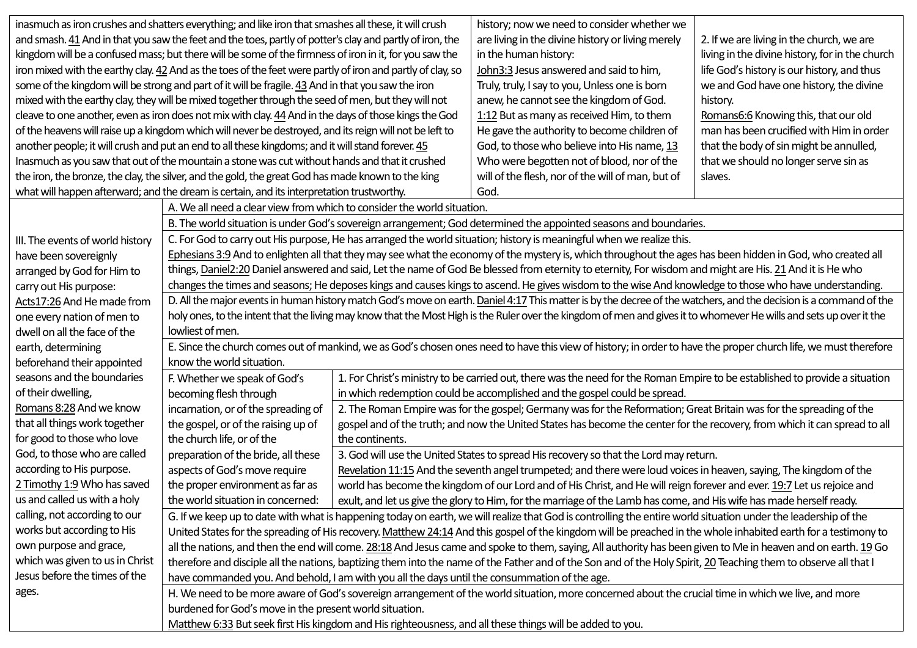| | | |
|---|---|---|
| inasmuch as iron crushes and shatters everything; and like iron that smashes all these, it will crush and smash. 41 And in that you saw the feet and the toes, partly of potter's clay and partly of iron, the kingdom will be a confused mass; but there will be some of the firmness of iron in it, for you saw the iron mixed with the earthy clay. 42 And as the toes of the feet were partly of iron and partly of clay, so some of the kingdom will be strong and part of it will be fragile. 43 And in that you saw the iron mixed with the earthy clay, they will be mixed together through the seed of men, but they will not cleave to one another, even as iron does not mix with clay. 44 And in the days of those kings the God of the heavens will raise up a kingdom which will never be destroyed, and its reign will not be left to another people; it will crush and put an end to all these kingdoms; and it will stand forever. 45 Inasmuch as you saw that out of the mountain a stone was cut without hands and that it crushed the iron, the bronze, the clay, the silver, and the gold, the great God has made known to the king what will happen afterward; and the dream is certain, and its interpretation trustworthy. | history; now we need to consider whether we are living in the divine history or living merely in the human history: John3:3 Jesus answered and said to him, Truly, truly, I say to you, Unless one is born anew, he cannot see the kingdom of God. 1:12 But as many as received Him, to them He gave the authority to become children of God, to those who believe into His name, 13 Who were begotten not of blood, nor of the will of the flesh, nor of the will of man, but of God. | 2. If we are living in the church, we are living in the divine history, for in the church life God's history is our history, and thus we and God have one history, the divine history. Romans6:6 Knowing this, that our old man has been crucified with Him in order that the body of sin might be annulled, that we should no longer serve sin as slaves. |

| | | |
|---|---|---|
| III. The events of world history have been sovereignly arranged by God for Him to carry out His purpose: Acts17:26 And He made from one every nation of men to dwell on all the face of the earth, determining beforehand their appointed seasons and the boundaries of their dwelling, Romans 8:28 And we know that all things work together for good to those who love God, to those who are called according to His purpose. 2 Timothy 1:9 Who has saved us and called us with a holy calling, not according to our works but according to His own purpose and grace, which was given to us in Christ Jesus before the times of the ages. | A. We all need a clear view from which to consider the world situation. | |
| | B. The world situation is under God's sovereign arrangement; God determined the appointed seasons and boundaries. | |
| | C. For God to carry out His purpose, He has arranged the world situation; history is meaningful when we realize this. Ephesians 3:9 And to enlighten all that they may see what the economy of the mystery is, which throughout the ages has been hidden in God, who created all things, Daniel2:20 Daniel answered and said, Let the name of God Be blessed from eternity to eternity, For wisdom and might are His. 21 And it is He who changes the times and seasons; He deposes kings and causes kings to ascend. He gives wisdom to the wise And knowledge to those who have understanding. | |
| | D. All the major events in human history match God's move on earth. Daniel 4:17 This matter is by the decree of the watchers, and the decision is a command of the holy ones, to the intent that the living may know that the Most High is the Ruler over the kingdom of men and gives it to whomever He wills and sets up over it the lowliest of men. | |
| | E. Since the church comes out of mankind, we as God's chosen ones need to have this view of history; in order to have the proper church life, we must therefore know the world situation. | |
| | F. Whether we speak of God's becoming flesh through incarnation, or of the spreading of the gospel, or of the raising up of the church life, or of the preparation of the bride, all these aspects of God's move require the proper environment as far as the world situation in concerned: | 1. For Christ's ministry to be carried out, there was the need for the Roman Empire to be established to provide a situation in which redemption could be accomplished and the gospel could be spread. |
| | | 2. The Roman Empire was for the gospel; Germany was for the Reformation; Great Britain was for the spreading of the gospel and of the truth; and now the United States has become the center for the recovery, from which it can spread to all the continents. |
| | | 3. God will use the United States to spread His recovery so that the Lord may return. Revelation 11:15 And the seventh angel trumpeted; and there were loud voices in heaven, saying, The kingdom of the world has become the kingdom of our Lord and of His Christ, and He will reign forever and ever. 19:7 Let us rejoice and exult, and let us give the glory to Him, for the marriage of the Lamb has come, and His wife has made herself ready. |
| | G. If we keep up to date with what is happening today on earth, we will realize that God is controlling the entire world situation under the leadership of the United States for the spreading of His recovery. Matthew 24:14 And this gospel of the kingdom will be preached in the whole inhabited earth for a testimony to all the nations, and then the end will come. 28:18 And Jesus came and spoke to them, saying, All authority has been given to Me in heaven and on earth. 19 Go therefore and disciple all the nations, baptizing them into the name of the Father and of the Son and of the Holy Spirit, 20 Teaching them to observe all that I have commanded you. And behold, I am with you all the days until the consummation of the age. | |
| | H. We need to be more aware of God's sovereign arrangement of the world situation, more concerned about the crucial time in which we live, and more burdened for God's move in the present world situation. Matthew 6:33 But seek first His kingdom and His righteousness, and all these things will be added to you. | |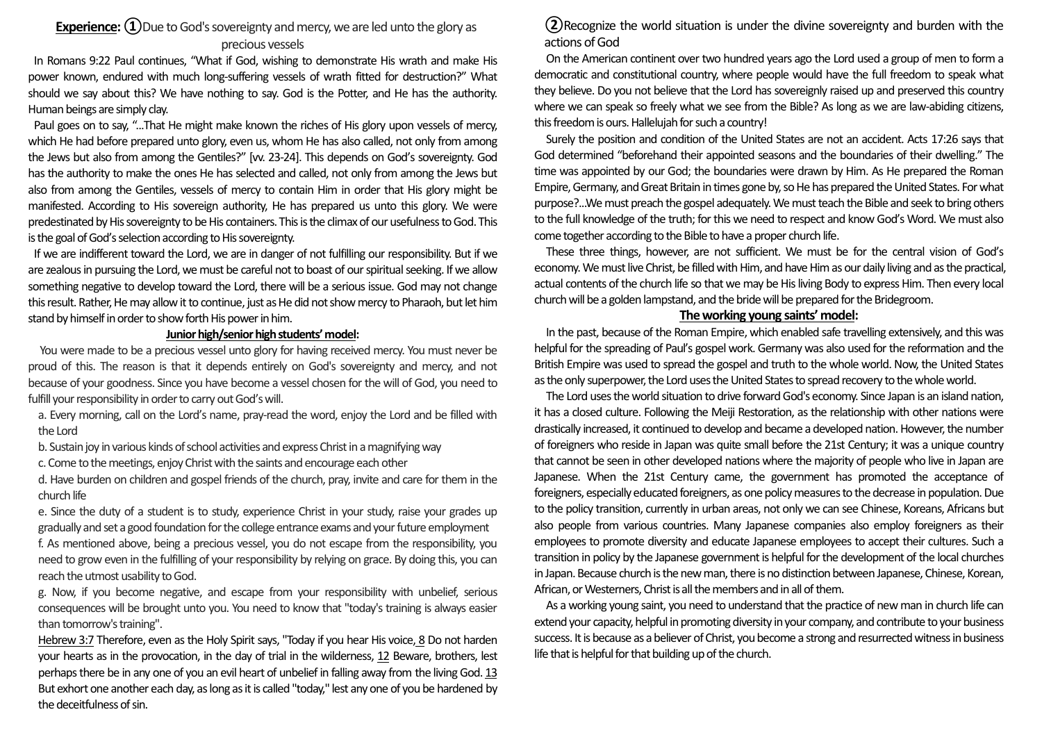**Experience:** ①Due to God's sovereignty and mercy, we are led unto the glory as precious vessels

In Romans 9:22 Paul continues, "What if God, wishing to demonstrate His wrath and make His power known, endured with much long-suffering vessels of wrath fitted for destruction?" What should we say about this? We have nothing to say. God is the Potter, and He has the authority. Human beings are simply clay.

Paul goes on to say, "...That He might make known the riches of His glory upon vessels of mercy, which He had before prepared unto glory, even us, whom He has also called, not only from among the Jews but also from among the Gentiles?" [vv. 23-24]. This depends on God's sovereignty. God has the authority to make the ones He has selected and called, not only from among the Jews but also from among the Gentiles, vessels of mercy to contain Him in order that His glory might be manifested. According to His sovereign authority, He has prepared us unto this glory. We were predestinated by His sovereignty to be His containers. This is the climax of our usefulness to God. This is the goal of God's selection according to His sovereignty.

If we are indifferent toward the Lord, we are in danger of not fulfilling our responsibility. But if we are zealous in pursuing the Lord, we must be careful not to boast of our spiritual seeking. If we allow something negative to develop toward the Lord, there will be a serious issue. God may not change this result. Rather, He may allow it to continue, just as He did not show mercy to Pharaoh, but let him stand by himself in order to show forth His power in him.

**Junior high/senior high students' model:**

You were made to be a precious vessel unto glory for having received mercy. You must never be proud of this. The reason is that it depends entirely on God's sovereignty and mercy, and not because of your goodness. Since you have become a vessel chosen for the will of God, you need to fulfill your responsibility in order to carry out God's will.

a. Every morning, call on the Lord's name, pray-read the word, enjoy the Lord and be filled with the Lord

b. Sustain joy in various kinds of school activities and express Christ in a magnifying way

c. Come to the meetings, enjoy Christ with the saints and encourage each other

d. Have burden on children and gospel friends of the church, pray, invite and care for them in the church life

e. Since the duty of a student is to study, experience Christ in your study, raise your grades up gradually and set a good foundation for the college entrance exams and your future employment

f. As mentioned above, being a precious vessel, you do not escape from the responsibility, you need to grow even in the fulfilling of your responsibility by relying on grace. By doing this, you can reach the utmost usability to God.

g. Now, if you become negative, and escape from your responsibility with unbelief, serious consequences will be brought unto you. You need to know that "today's training is always easier than tomorrow's training".

Hebrew 3:7 Therefore, even as the Holy Spirit says, "Today if you hear His voice, 8 Do not harden your hearts as in the provocation, in the day of trial in the wilderness, 12 Beware, brothers, lest perhaps there be in any one of you an evil heart of unbelief in falling away from the living God. 13 But exhort one another each day, as long as it is called "today," lest any one of you be hardened by the deceitfulness of sin.

②Recognize the world situation is under the divine sovereignty and burden with the actions of God

On the American continent over two hundred years ago the Lord used a group of men to form a democratic and constitutional country, where people would have the full freedom to speak what they believe. Do you not believe that the Lord has sovereignly raised up and preserved this country where we can speak so freely what we see from the Bible? As long as we are law-abiding citizens, this freedom is ours. Hallelujah for such a country!

Surely the position and condition of the United States are not an accident. Acts 17:26 says that God determined "beforehand their appointed seasons and the boundaries of their dwelling." The time was appointed by our God; the boundaries were drawn by Him. As He prepared the Roman Empire, Germany, and Great Britain in times gone by, so He has prepared the United States. For what purpose?...We must preach the gospel adequately. We must teach the Bible and seek to bring others to the full knowledge of the truth; for this we need to respect and know God's Word. We must also come together according to the Bible to have a proper church life.

These three things, however, are not sufficient. We must be for the central vision of God's economy. We must live Christ, be filled with Him, and have Him as our daily living and as the practical, actual contents of the church life so that we may be His living Body to express Him. Then every local church will be a golden lampstand, and the bride will be prepared for the Bridegroom.

**The working young saints' model:**

In the past, because of the Roman Empire, which enabled safe travelling extensively, and this was helpful for the spreading of Paul's gospel work. Germany was also used for the reformation and the British Empire was used to spread the gospel and truth to the whole world. Now, the United States as the only superpower, the Lord uses the United States to spread recovery to the whole world.

The Lord uses the world situation to drive forward God's economy. Since Japan is an island nation, it has a closed culture. Following the Meiji Restoration, as the relationship with other nations were drastically increased, it continued to develop and became a developed nation. However, the number of foreigners who reside in Japan was quite small before the 21st Century; it was a unique country that cannot be seen in other developed nations where the majority of people who live in Japan are Japanese. When the 21st Century came, the government has promoted the acceptance of foreigners, especially educated foreigners, as one policy measures to the decrease in population. Due to the policy transition, currently in urban areas, not only we can see Chinese, Koreans, Africans but also people from various countries. Many Japanese companies also employ foreigners as their employees to promote diversity and educate Japanese employees to accept their cultures. Such a transition in policy by the Japanese government is helpful for the development of the local churches in Japan. Because church is the new man, there is no distinction between Japanese, Chinese, Korean, African, or Westerners, Christ is all the members and in all of them.

As a working young saint, you need to understand that the practice of new man in church life can extend your capacity, helpful in promoting diversity in your company, and contribute to your business success. It is because as a believer of Christ, you become a strong and resurrected witness in business life that is helpful for that building up of the church.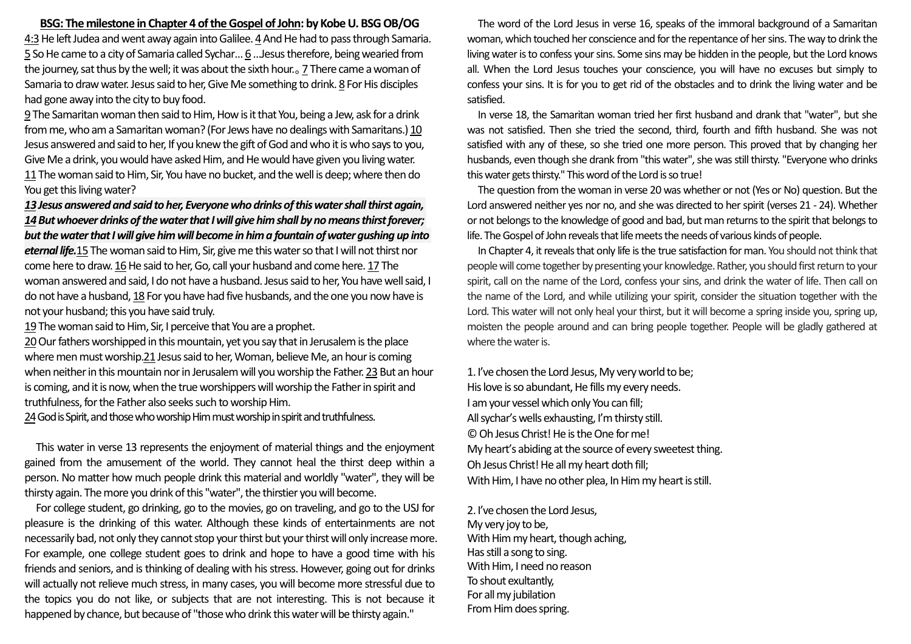**BSG: The milestone in Chapter 4 of the Gospel of John: by Kobe U. BSG OB/OG**

4:3 He left Judea and went away again into Galilee. 4 And He had to pass through Samaria. 5 So He came to a city of Samaria called Sychar... 6 ...Jesus therefore, being wearied from the journey, sat thus by the well; it was about the sixth hour.。 7 There came a woman of Samaria to draw water. Jesus said to her, Give Me something to drink. 8 For His disciples had gone away into the city to buy food.

9 The Samaritan woman then said to Him, How is it that You, being a Jew, ask for a drink from me, who am a Samaritan woman? (For Jews have no dealings with Samaritans.) 10 Jesus answered and said to her, If you knew the gift of God and who it is who says to you, Give Me a drink, you would have asked Him, and He would have given you living water. 11 The woman said to Him, Sir, You have no bucket, and the well is deep; where then do You get this living water?

***13 Jesus answered and said to her, Everyone who drinks of this water shall thirst again, 14 But whoever drinks of the water that I will give him shall by no means thirst forever; but the water that I will give him will become in him a fountain of water gushing up into eternal life.*** 15 The woman said to Him, Sir, give me this water so that I will not thirst nor come here to draw. 16 He said to her, Go, call your husband and come here. 17 The woman answered and said, I do not have a husband. Jesus said to her, You have well said, I do not have a husband, 18 For you have had five husbands, and the one you now have is not your husband; this you have said truly.

19 The woman said to Him, Sir, I perceive that You are a prophet.

20 Our fathers worshipped in this mountain, yet you say that in Jerusalem is the place where men must worship. 21 Jesus said to her, Woman, believe Me, an hour is coming when neither in this mountain nor in Jerusalem will you worship the Father. 23 But an hour is coming, and it is now, when the true worshippers will worship the Father in spirit and truthfulness, for the Father also seeks such to worship Him.

24 God is Spirit, and those who worship Him must worship in spirit and truthfulness.

This water in verse 13 represents the enjoyment of material things and the enjoyment gained from the amusement of the world. They cannot heal the thirst deep within a person. No matter how much people drink this material and worldly "water", they will be thirsty again. The more you drink of this "water", the thirstier you will become.

For college student, go drinking, go to the movies, go on traveling, and go to the USJ for pleasure is the drinking of this water. Although these kinds of entertainments are not necessarily bad, not only they cannot stop your thirst but your thirst will only increase more. For example, one college student goes to drink and hope to have a good time with his friends and seniors, and is thinking of dealing with his stress. However, going out for drinks will actually not relieve much stress, in many cases, you will become more stressful due to the topics you do not like, or subjects that are not interesting. This is not because it happened by chance, but because of "those who drink this water will be thirsty again."

The word of the Lord Jesus in verse 16, speaks of the immoral background of a Samaritan woman, which touched her conscience and for the repentance of her sins. The way to drink the living water is to confess your sins. Some sins may be hidden in the people, but the Lord knows all. When the Lord Jesus touches your conscience, you will have no excuses but simply to confess your sins. It is for you to get rid of the obstacles and to drink the living water and be satisfied.

In verse 18, the Samaritan woman tried her first husband and drank that "water", but she was not satisfied. Then she tried the second, third, fourth and fifth husband. She was not satisfied with any of these, so she tried one more person. This proved that by changing her husbands, even though she drank from "this water", she was still thirsty. "Everyone who drinks this water gets thirsty." This word of the Lord is so true!

The question from the woman in verse 20 was whether or not (Yes or No) question. But the Lord answered neither yes nor no, and she was directed to her spirit (verses 21 - 24). Whether or not belongs to the knowledge of good and bad, but man returns to the spirit that belongs to life. The Gospel of John reveals that life meets the needs of various kinds of people.

In Chapter 4, it reveals that only life is the true satisfaction for man. You should not think that people will come together by presenting your knowledge. Rather, you should first return to your spirit, call on the name of the Lord, confess your sins, and drink the water of life. Then call on the name of the Lord, and while utilizing your spirit, consider the situation together with the Lord. This water will not only heal your thirst, but it will become a spring inside you, spring up, moisten the people around and can bring people together. People will be gladly gathered at where the water is.

1. I've chosen the Lord Jesus, My very world to be;
His love is so abundant, He fills my every needs.
I am your vessel which only You can fill;
All sychar's wells exhausting, I'm thirsty still.
© Oh Jesus Christ! He is the One for me!
My heart's abiding at the source of every sweetest thing.
Oh Jesus Christ! He all my heart doth fill;
With Him, I have no other plea, In Him my heart is still.

2. I've chosen the Lord Jesus,
My very joy to be,
With Him my heart, though aching,
Has still a song to sing.
With Him, I need no reason
To shout exultantly,
For all my jubilation
From Him does spring.